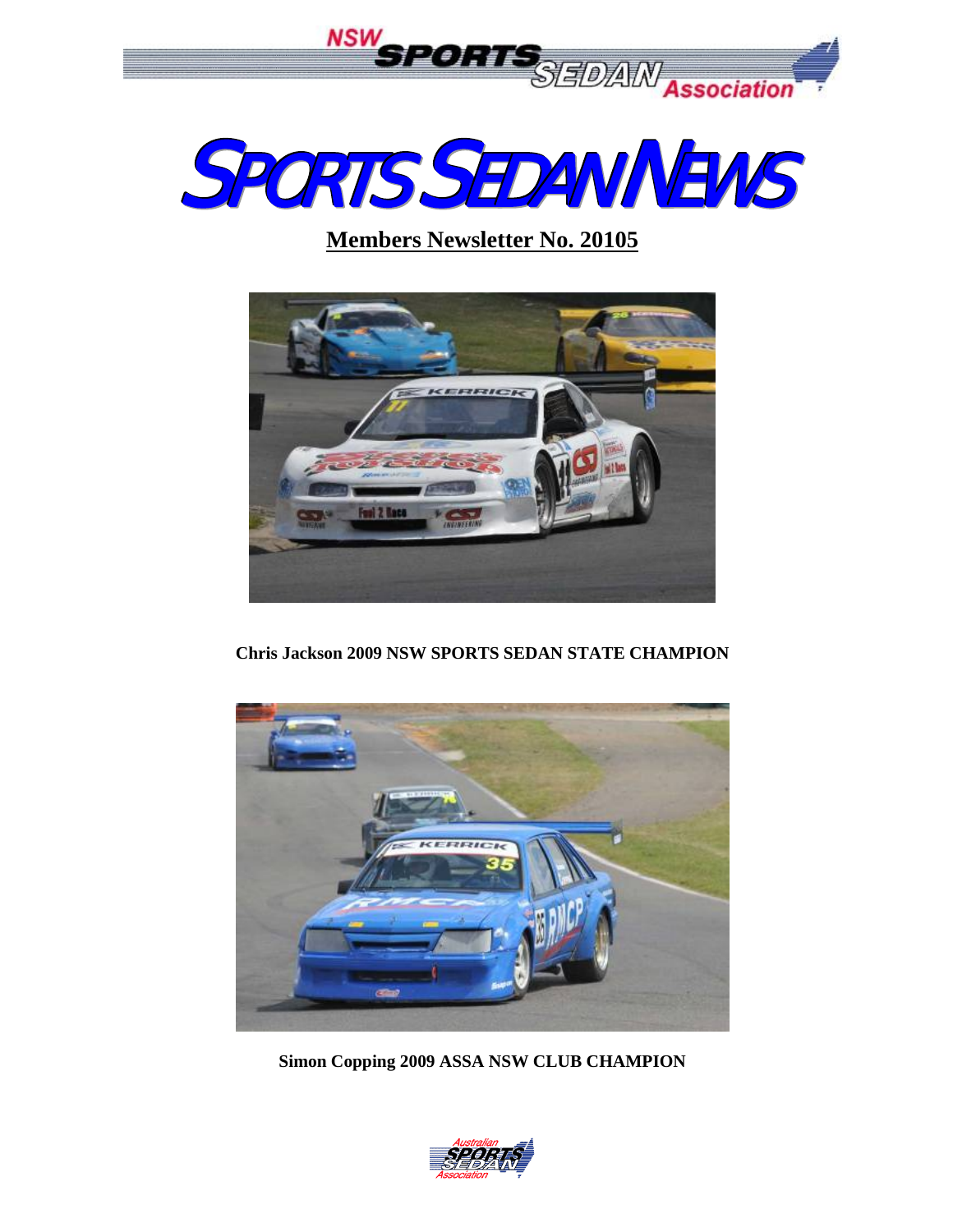NSW SPORTS SEDAN Association

# SPORTS SEDAN NEWS

## Members Newsletter No. 20105

**Chris Jackson 2009 NSW SPORTS SEDAN STATE CHAMPION**

**Simon Copping 2009 ASSA NSW CLUB CHAMPION**

Australian SPORTS SEDAN Association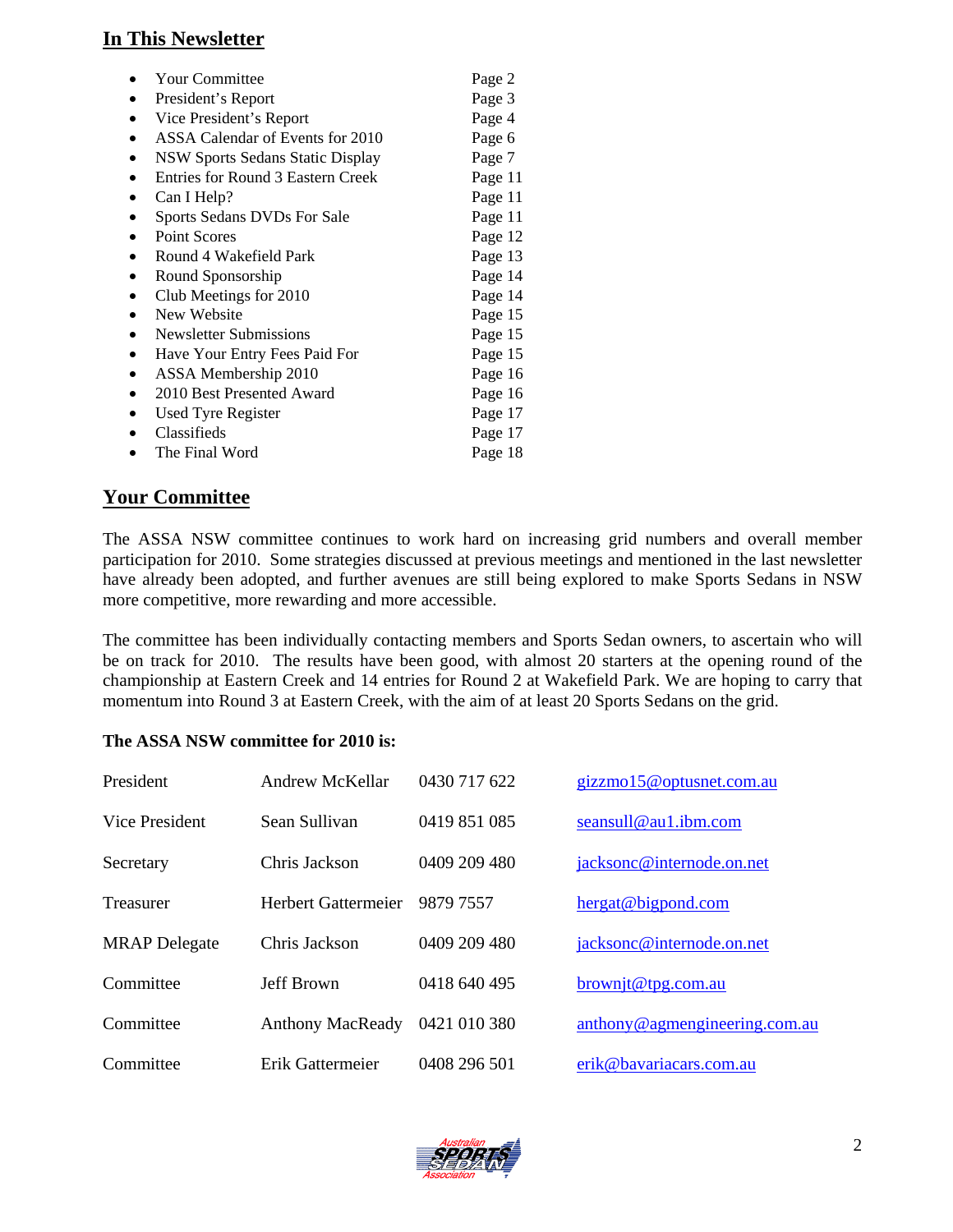## In This Newsletter

- Your Committee Page 2
- President's Report Page 3
- Vice President's Report Page 4
- ASSA Calendar of Events for 2010 Page 6
- NSW Sports Sedans Static Display Page 7
- Entries for Round 3 Eastern Creek Page 11
- Can I Help? Page 11
- Sports Sedans DVDs For Sale Page 11
- Point Scores Page 12
- Round 4 Wakefield Park Page 13
- Round Sponsorship Page 14
- Club Meetings for 2010 Page 14
- New Website Page 15
- Newsletter Submissions Page 15
- Have Your Entry Fees Paid For Page 15
- ASSA Membership 2010 Page 16
- 2010 Best Presented Award Page 16
- Used Tyre Register Page 17
- Classifieds Page 17
- The Final Word Page 18

## Your Committee

The ASSA NSW committee continues to work hard on increasing grid numbers and overall member participation for 2010. Some strategies discussed at previous meetings and mentioned in the last newsletter have already been adopted, and further avenues are still being explored to make Sports Sedans in NSW more competitive, more rewarding and more accessible.

The committee has been individually contacting members and Sports Sedan owners, to ascertain who will be on track for 2010. The results have been good, with almost 20 starters at the opening round of the championship at Eastern Creek and 14 entries for Round 2 at Wakefield Park. We are hoping to carry that momentum into Round 3 at Eastern Creek, with the aim of at least 20 Sports Sedans on the grid.

**The ASSA NSW committee for 2010 is:**

| | | | |
|---|---|---|---|
| President | Andrew McKellar | 0430 717 622 | gizzmo15@optusnet.com.au |
| Vice President | Sean Sullivan | 0419 851 085 | seansull@au1.ibm.com |
| Secretary | Chris Jackson | 0409 209 480 | jacksonc@internode.on.net |
| Treasurer | Herbert Gattermeier | 9879 7557 | hergat@bigpond.com |
| MRAP Delegate | Chris Jackson | 0409 209 480 | jacksonc@internode.on.net |
| Committee | Jeff Brown | 0418 640 495 | brownjt@tpg.com.au |
| Committee | Anthony MacReady | 0421 010 380 | anthony@agmengineering.com.au |
| Committee | Erik Gattermeier | 0408 296 501 | erik@bavariacars.com.au |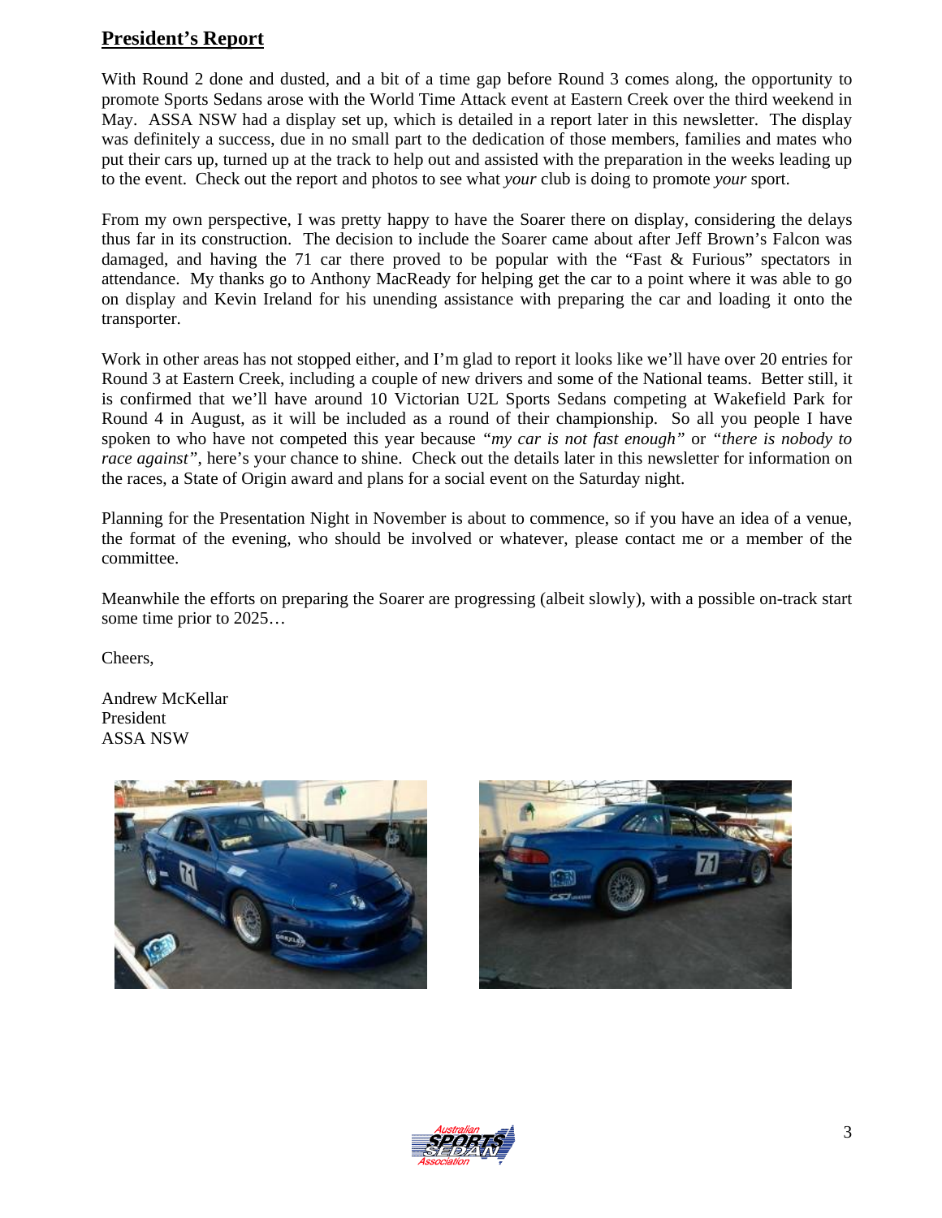## President's Report

With Round 2 done and dusted, and a bit of a time gap before Round 3 comes along, the opportunity to promote Sports Sedans arose with the World Time Attack event at Eastern Creek over the third weekend in May. ASSA NSW had a display set up, which is detailed in a report later in this newsletter. The display was definitely a success, due in no small part to the dedication of those members, families and mates who put their cars up, turned up at the track to help out and assisted with the preparation in the weeks leading up to the event. Check out the report and photos to see what *your* club is doing to promote *your* sport.

From my own perspective, I was pretty happy to have the Soarer there on display, considering the delays thus far in its construction. The decision to include the Soarer came about after Jeff Brown's Falcon was damaged, and having the 71 car there proved to be popular with the "Fast & Furious" spectators in attendance. My thanks go to Anthony MacReady for helping get the car to a point where it was able to go on display and Kevin Ireland for his unending assistance with preparing the car and loading it onto the transporter.

Work in other areas has not stopped either, and I'm glad to report it looks like we'll have over 20 entries for Round 3 at Eastern Creek, including a couple of new drivers and some of the National teams. Better still, it is confirmed that we'll have around 10 Victorian U2L Sports Sedans competing at Wakefield Park for Round 4 in August, as it will be included as a round of their championship. So all you people I have spoken to who have not competed this year because *"my car is not fast enough"* or *"there is nobody to race against"*, here's your chance to shine. Check out the details later in this newsletter for information on the races, a State of Origin award and plans for a social event on the Saturday night.

Planning for the Presentation Night in November is about to commence, so if you have an idea of a venue, the format of the evening, who should be involved or whatever, please contact me or a member of the committee.

Meanwhile the efforts on preparing the Soarer are progressing (albeit slowly), with a possible on-track start some time prior to 2025…

Cheers,

Andrew McKellar
President
ASSA NSW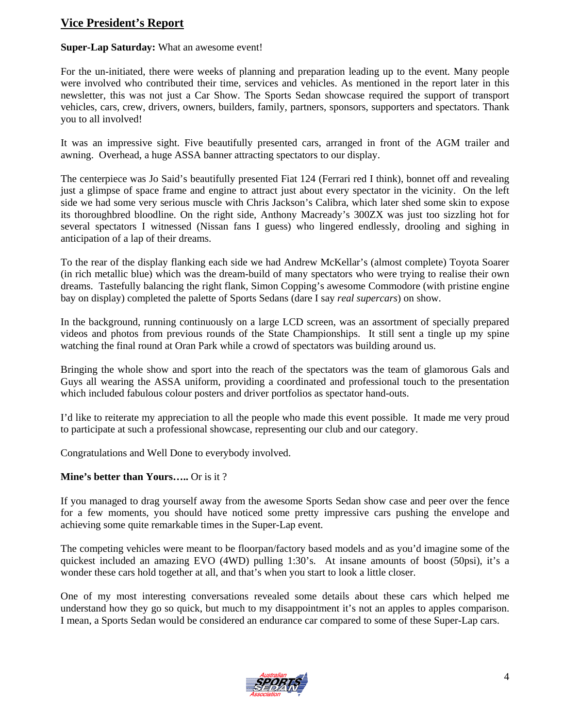## Vice President's Report

**Super-Lap Saturday:** What an awesome event!

For the un-initiated, there were weeks of planning and preparation leading up to the event. Many people were involved who contributed their time, services and vehicles. As mentioned in the report later in this newsletter, this was not just a Car Show. The Sports Sedan showcase required the support of transport vehicles, cars, crew, drivers, owners, builders, family, partners, sponsors, supporters and spectators. Thank you to all involved!

It was an impressive sight. Five beautifully presented cars, arranged in front of the AGM trailer and awning. Overhead, a huge ASSA banner attracting spectators to our display.

The centerpiece was Jo Said's beautifully presented Fiat 124 (Ferrari red I think), bonnet off and revealing just a glimpse of space frame and engine to attract just about every spectator in the vicinity. On the left side we had some very serious muscle with Chris Jackson's Calibra, which later shed some skin to expose its thoroughbred bloodline. On the right side, Anthony Macready's 300ZX was just too sizzling hot for several spectators I witnessed (Nissan fans I guess) who lingered endlessly, drooling and sighing in anticipation of a lap of their dreams.

To the rear of the display flanking each side we had Andrew McKellar's (almost complete) Toyota Soarer (in rich metallic blue) which was the dream-build of many spectators who were trying to realise their own dreams. Tastefully balancing the right flank, Simon Copping's awesome Commodore (with pristine engine bay on display) completed the palette of Sports Sedans (dare I say *real supercars*) on show.

In the background, running continuously on a large LCD screen, was an assortment of specially prepared videos and photos from previous rounds of the State Championships. It still sent a tingle up my spine watching the final round at Oran Park while a crowd of spectators was building around us.

Bringing the whole show and sport into the reach of the spectators was the team of glamorous Gals and Guys all wearing the ASSA uniform, providing a coordinated and professional touch to the presentation which included fabulous colour posters and driver portfolios as spectator hand-outs.

I'd like to reiterate my appreciation to all the people who made this event possible. It made me very proud to participate at such a professional showcase, representing our club and our category.

Congratulations and Well Done to everybody involved.

**Mine's better than Yours…..** Or is it ?

If you managed to drag yourself away from the awesome Sports Sedan show case and peer over the fence for a few moments, you should have noticed some pretty impressive cars pushing the envelope and achieving some quite remarkable times in the Super-Lap event.

The competing vehicles were meant to be floorpan/factory based models and as you'd imagine some of the quickest included an amazing EVO (4WD) pulling 1:30's. At insane amounts of boost (50psi), it's a wonder these cars hold together at all, and that's when you start to look a little closer.

One of my most interesting conversations revealed some details about these cars which helped me understand how they go so quick, but much to my disappointment it's not an apples to apples comparison. I mean, a Sports Sedan would be considered an endurance car compared to some of these Super-Lap cars.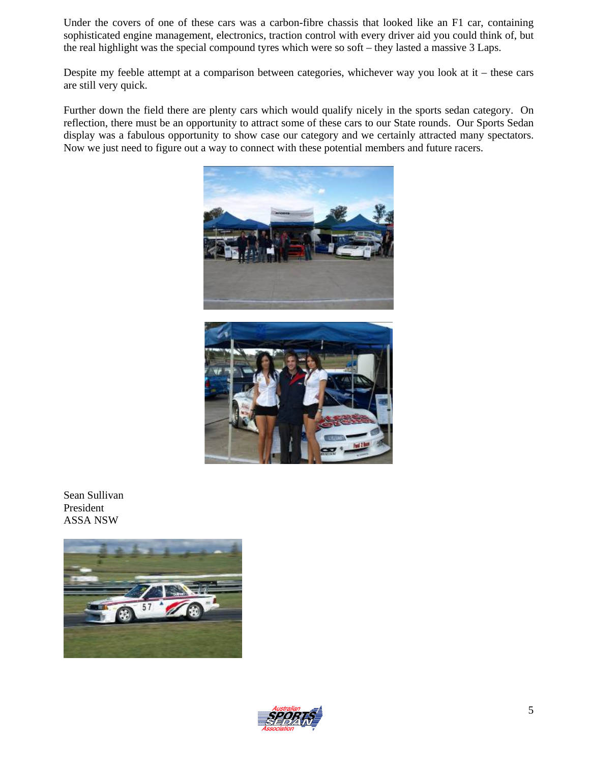Under the covers of one of these cars was a carbon-fibre chassis that looked like an F1 car, containing sophisticated engine management, electronics, traction control with every driver aid you could think of, but the real highlight was the special compound tyres which were so soft – they lasted a massive 3 Laps.

Despite my feeble attempt at a comparison between categories, whichever way you look at it – these cars are still very quick.

Further down the field there are plenty cars which would qualify nicely in the sports sedan category. On reflection, there must be an opportunity to attract some of these cars to our State rounds. Our Sports Sedan display was a fabulous opportunity to show case our category and we certainly attracted many spectators. Now we just need to figure out a way to connect with these potential members and future racers.

Sean Sullivan
President
ASSA NSW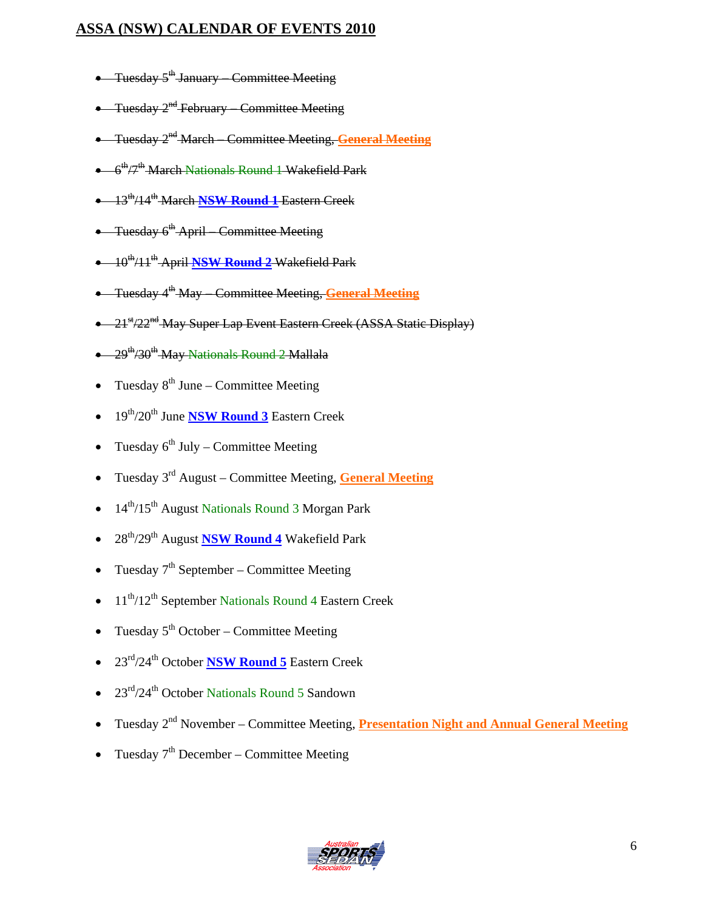## ASSA (NSW) CALENDAR OF EVENTS 2010

- ~~Tuesday 5th January – Committee Meeting~~
- ~~Tuesday 2nd February – Committee Meeting~~
- ~~Tuesday 2nd March – Committee Meeting, **General Meeting**~~
- ~~6th/7th March Nationals Round 1 Wakefield Park~~
- ~~13th/14th March **NSW Round 1** Eastern Creek~~
- ~~Tuesday 6th April – Committee Meeting~~
- ~~10th/11th April **NSW Round 2** Wakefield Park~~
- ~~Tuesday 4th May – Committee Meeting, **General Meeting**~~
- ~~21st/22nd May Super Lap Event Eastern Creek (ASSA Static Display)~~
- ~~29th/30th May Nationals Round 2 Mallala~~
- Tuesday 8th June – Committee Meeting
- 19th/20th June **NSW Round 3** Eastern Creek
- Tuesday 6th July – Committee Meeting
- Tuesday 3rd August – Committee Meeting, **General Meeting**
- 14th/15th August Nationals Round 3 Morgan Park
- 28th/29th August **NSW Round 4** Wakefield Park
- Tuesday 7th September – Committee Meeting
- 11th/12th September Nationals Round 4 Eastern Creek
- Tuesday 5th October – Committee Meeting
- 23rd/24th October **NSW Round 5** Eastern Creek
- 23rd/24th October Nationals Round 5 Sandown
- Tuesday 2nd November – Committee Meeting, **Presentation Night and Annual General Meeting**
- Tuesday 7th December – Committee Meeting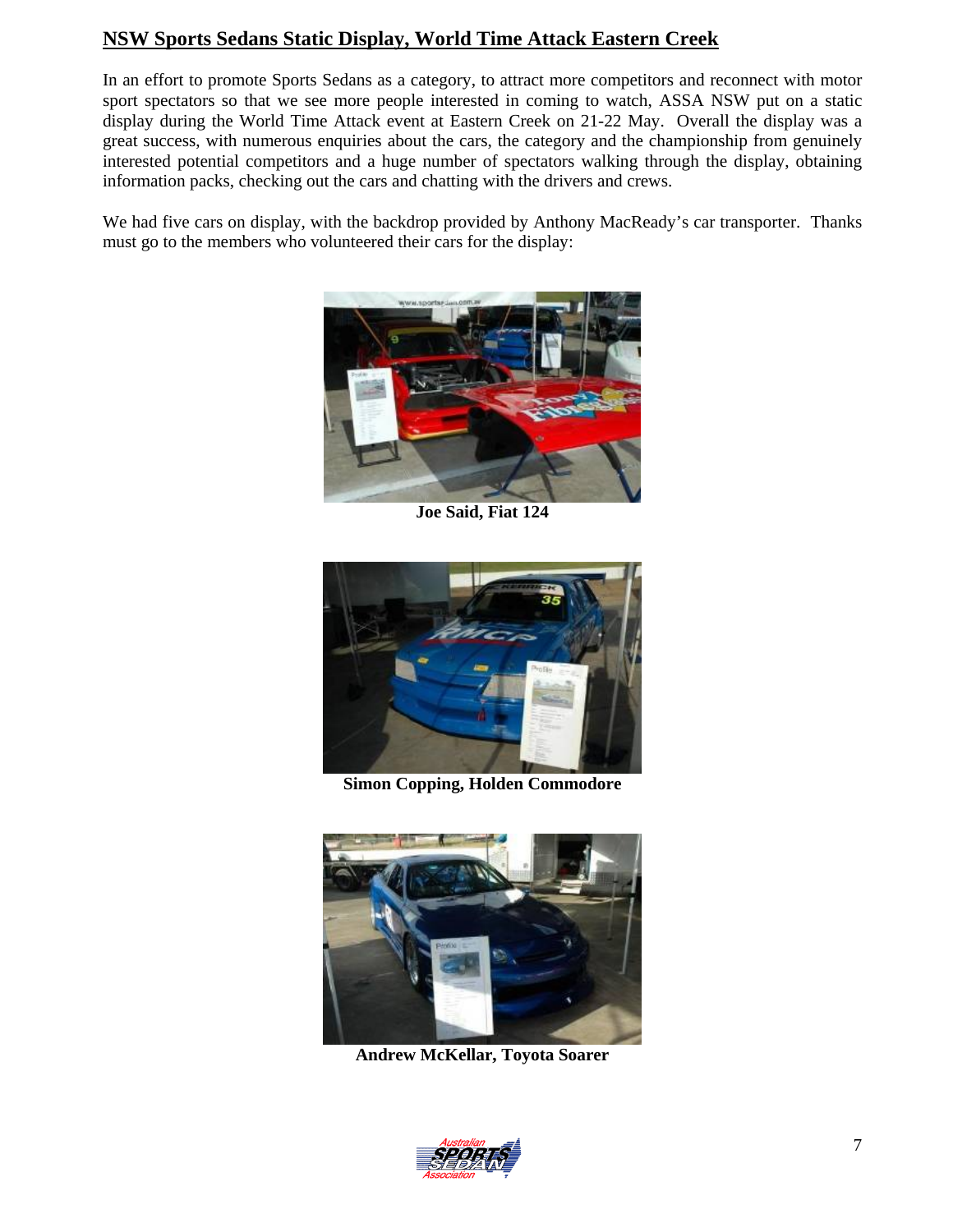## NSW Sports Sedans Static Display, World Time Attack Eastern Creek

In an effort to promote Sports Sedans as a category, to attract more competitors and reconnect with motor sport spectators so that we see more people interested in coming to watch, ASSA NSW put on a static display during the World Time Attack event at Eastern Creek on 21-22 May. Overall the display was a great success, with numerous enquiries about the cars, the category and the championship from genuinely interested potential competitors and a huge number of spectators walking through the display, obtaining information packs, checking out the cars and chatting with the drivers and crews.

We had five cars on display, with the backdrop provided by Anthony MacReady's car transporter. Thanks must go to the members who volunteered their cars for the display:

**Joe Said, Fiat 124**

**Simon Copping, Holden Commodore**

**Andrew McKellar, Toyota Soarer**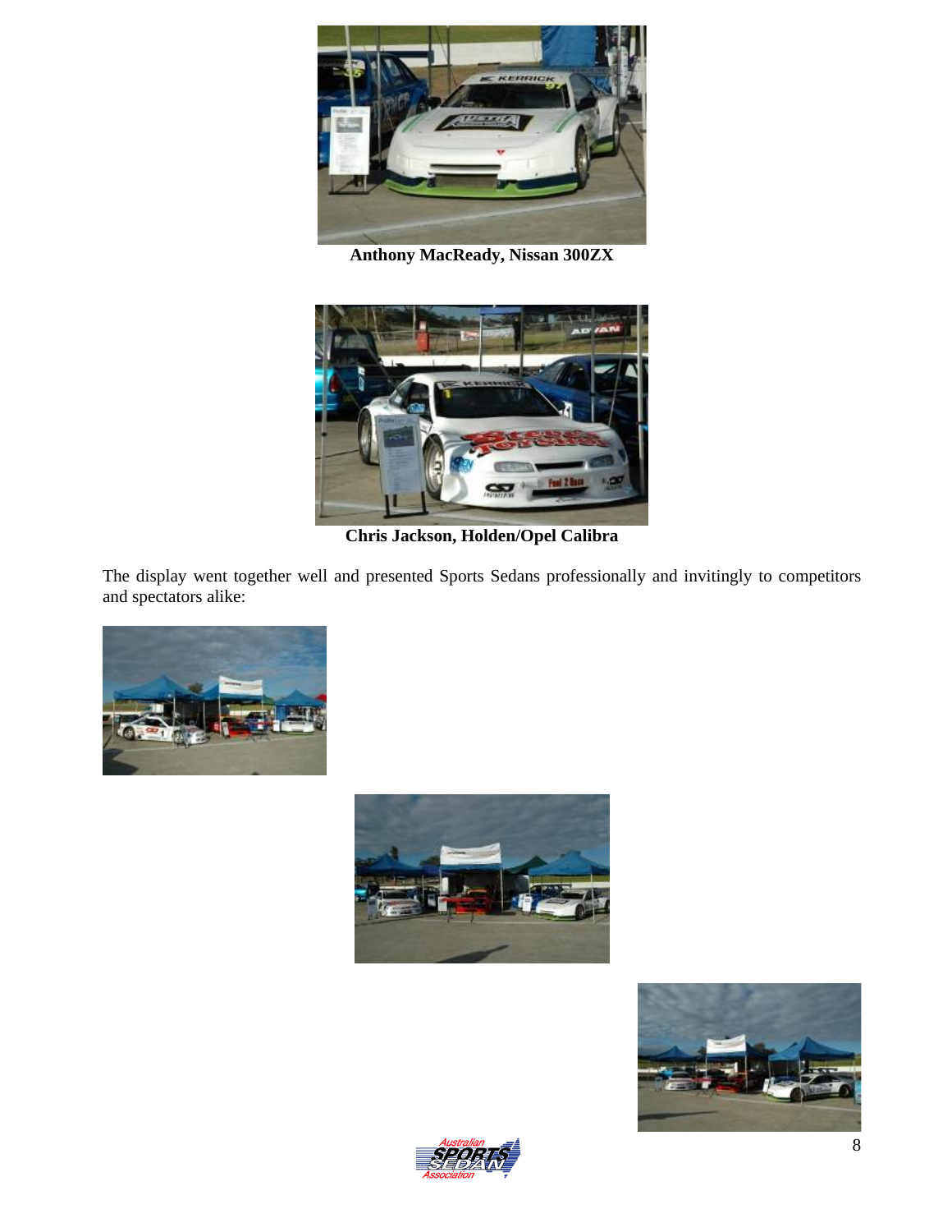**Anthony MacReady, Nissan 300ZX**

**Chris Jackson, Holden/Opel Calibra**

The display went together well and presented Sports Sedans professionally and invitingly to competitors and spectators alike: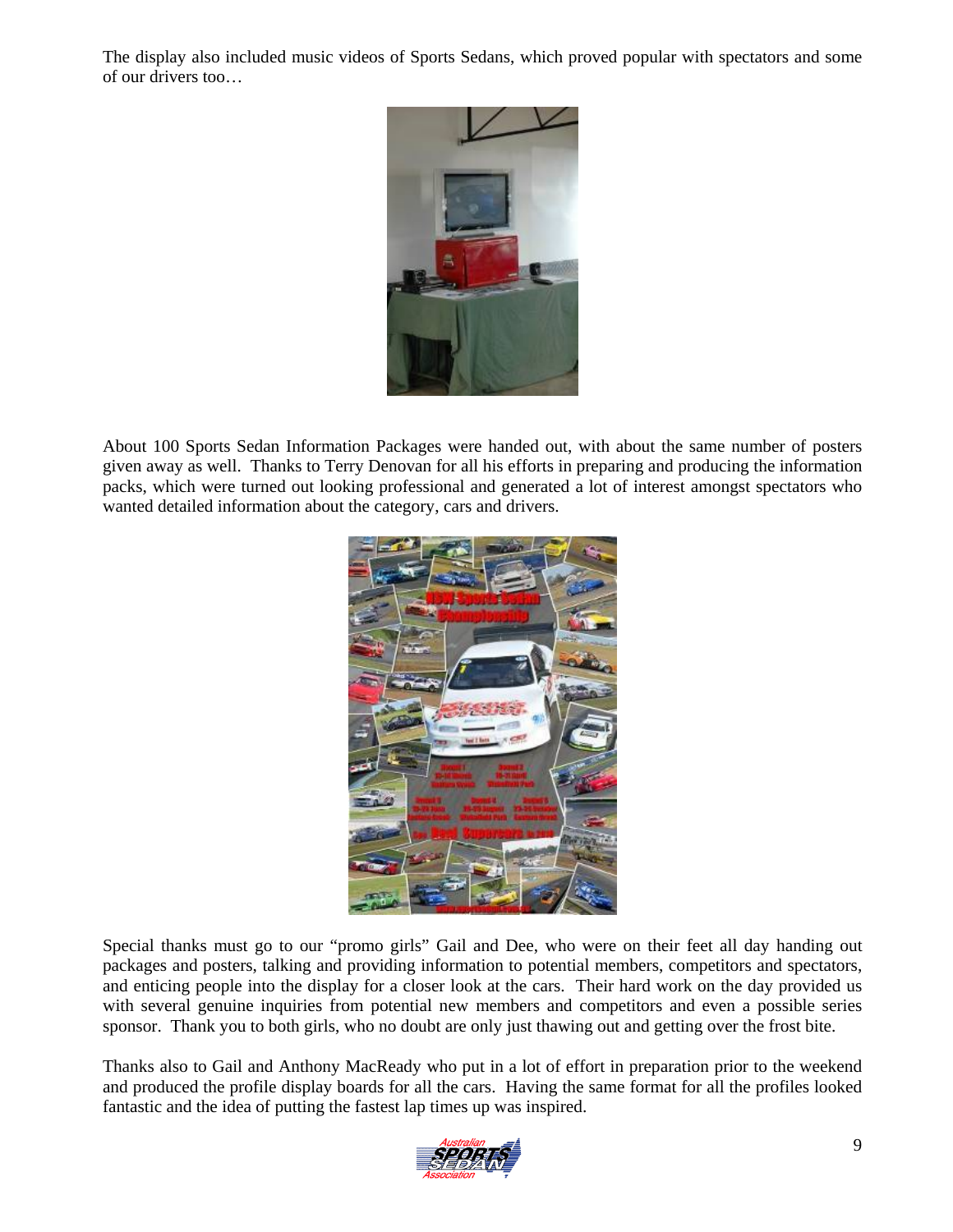The display also included music videos of Sports Sedans, which proved popular with spectators and some of our drivers too…

About 100 Sports Sedan Information Packages were handed out, with about the same number of posters given away as well. Thanks to Terry Denovan for all his efforts in preparing and producing the information packs, which were turned out looking professional and generated a lot of interest amongst spectators who wanted detailed information about the category, cars and drivers.

Special thanks must go to our "promo girls" Gail and Dee, who were on their feet all day handing out packages and posters, talking and providing information to potential members, competitors and spectators, and enticing people into the display for a closer look at the cars. Their hard work on the day provided us with several genuine inquiries from potential new members and competitors and even a possible series sponsor. Thank you to both girls, who no doubt are only just thawing out and getting over the frost bite.

Thanks also to Gail and Anthony MacReady who put in a lot of effort in preparation prior to the weekend and produced the profile display boards for all the cars. Having the same format for all the profiles looked fantastic and the idea of putting the fastest lap times up was inspired.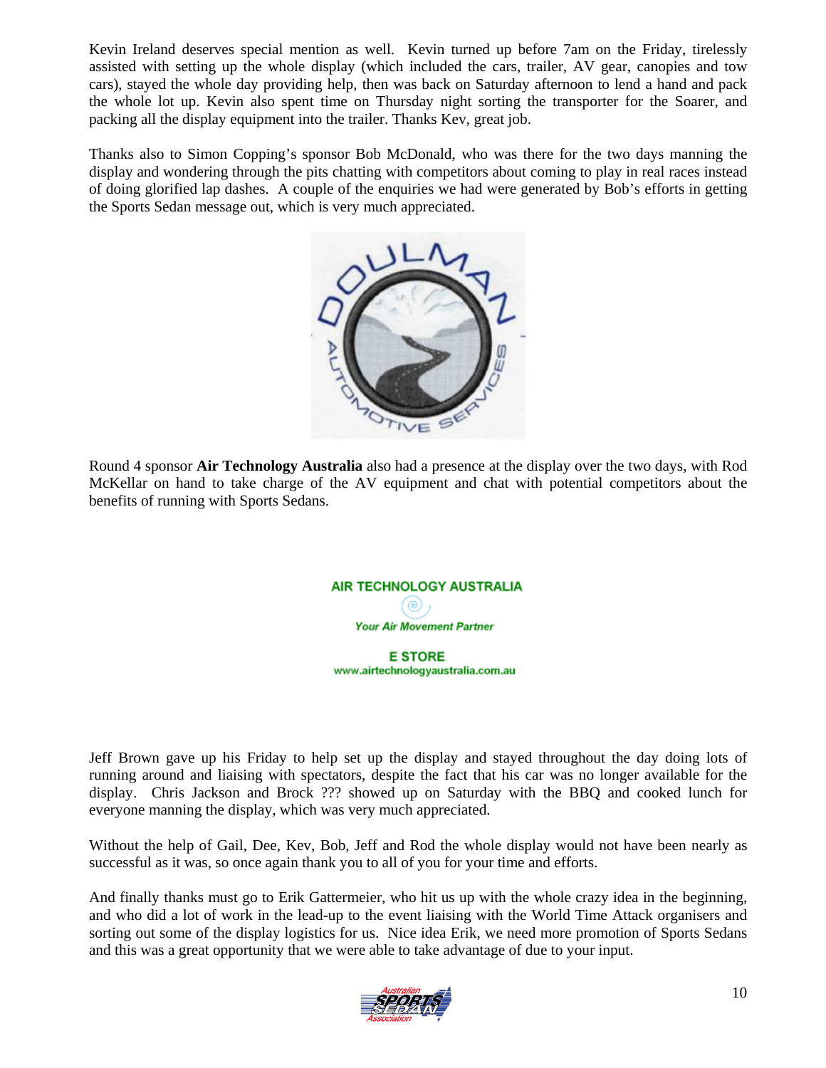Kevin Ireland deserves special mention as well. Kevin turned up before 7am on the Friday, tirelessly assisted with setting up the whole display (which included the cars, trailer, AV gear, canopies and tow cars), stayed the whole day providing help, then was back on Saturday afternoon to lend a hand and pack the whole lot up. Kevin also spent time on Thursday night sorting the transporter for the Soarer, and packing all the display equipment into the trailer. Thanks Kev, great job.

Thanks also to Simon Copping's sponsor Bob McDonald, who was there for the two days manning the display and wondering through the pits chatting with competitors about coming to play in real races instead of doing glorified lap dashes. A couple of the enquiries we had were generated by Bob's efforts in getting the Sports Sedan message out, which is very much appreciated.

DOULMAN AUTOMOTIVE SERVICES

Round 4 sponsor **Air Technology Australia** also had a presence at the display over the two days, with Rod McKellar on hand to take charge of the AV equipment and chat with potential competitors about the benefits of running with Sports Sedans.

AIR TECHNOLOGY AUSTRALIA

*Your Air Movement Partner*

E STORE
www.airtechnologyaustralia.com.au

Jeff Brown gave up his Friday to help set up the display and stayed throughout the day doing lots of running around and liaising with spectators, despite the fact that his car was no longer available for the display. Chris Jackson and Brock ??? showed up on Saturday with the BBQ and cooked lunch for everyone manning the display, which was very much appreciated.

Without the help of Gail, Dee, Kev, Bob, Jeff and Rod the whole display would not have been nearly as successful as it was, so once again thank you to all of you for your time and efforts.

And finally thanks must go to Erik Gattermeier, who hit us up with the whole crazy idea in the beginning, and who did a lot of work in the lead-up to the event liaising with the World Time Attack organisers and sorting out some of the display logistics for us. Nice idea Erik, we need more promotion of Sports Sedans and this was a great opportunity that we were able to take advantage of due to your input.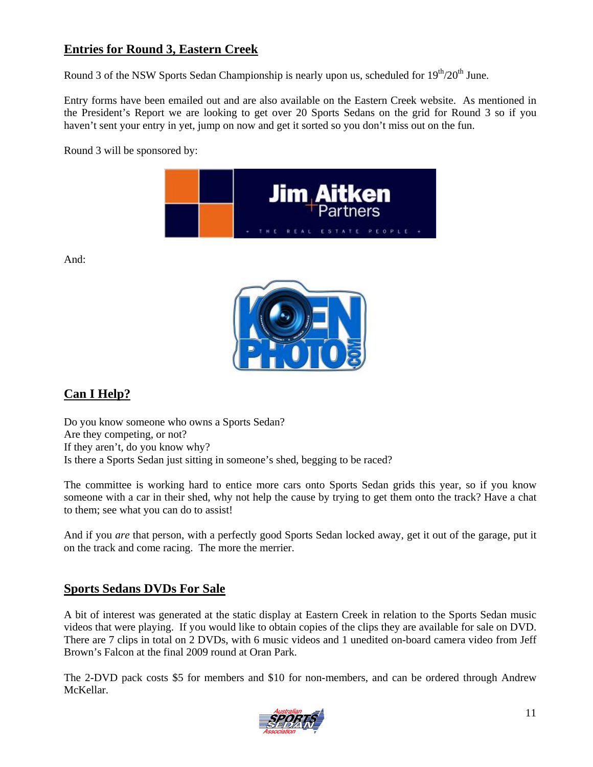## Entries for Round 3, Eastern Creek

Round 3 of the NSW Sports Sedan Championship is nearly upon us, scheduled for 19th/20th June.

Entry forms have been emailed out and are also available on the Eastern Creek website. As mentioned in the President's Report we are looking to get over 20 Sports Sedans on the grid for Round 3 so if you haven't sent your entry in yet, jump on now and get it sorted so you don't miss out on the fun.

Round 3 will be sponsored by:

And:

## Can I Help?

Do you know someone who owns a Sports Sedan?
Are they competing, or not?
If they aren't, do you know why?
Is there a Sports Sedan just sitting in someone's shed, begging to be raced?

The committee is working hard to entice more cars onto Sports Sedan grids this year, so if you know someone with a car in their shed, why not help the cause by trying to get them onto the track? Have a chat to them; see what you can do to assist!

And if you *are* that person, with a perfectly good Sports Sedan locked away, get it out of the garage, put it on the track and come racing. The more the merrier.

## Sports Sedans DVDs For Sale

A bit of interest was generated at the static display at Eastern Creek in relation to the Sports Sedan music videos that were playing. If you would like to obtain copies of the clips they are available for sale on DVD. There are 7 clips in total on 2 DVDs, with 6 music videos and 1 unedited on-board camera video from Jeff Brown's Falcon at the final 2009 round at Oran Park.

The 2-DVD pack costs $5 for members and $10 for non-members, and can be ordered through Andrew McKellar.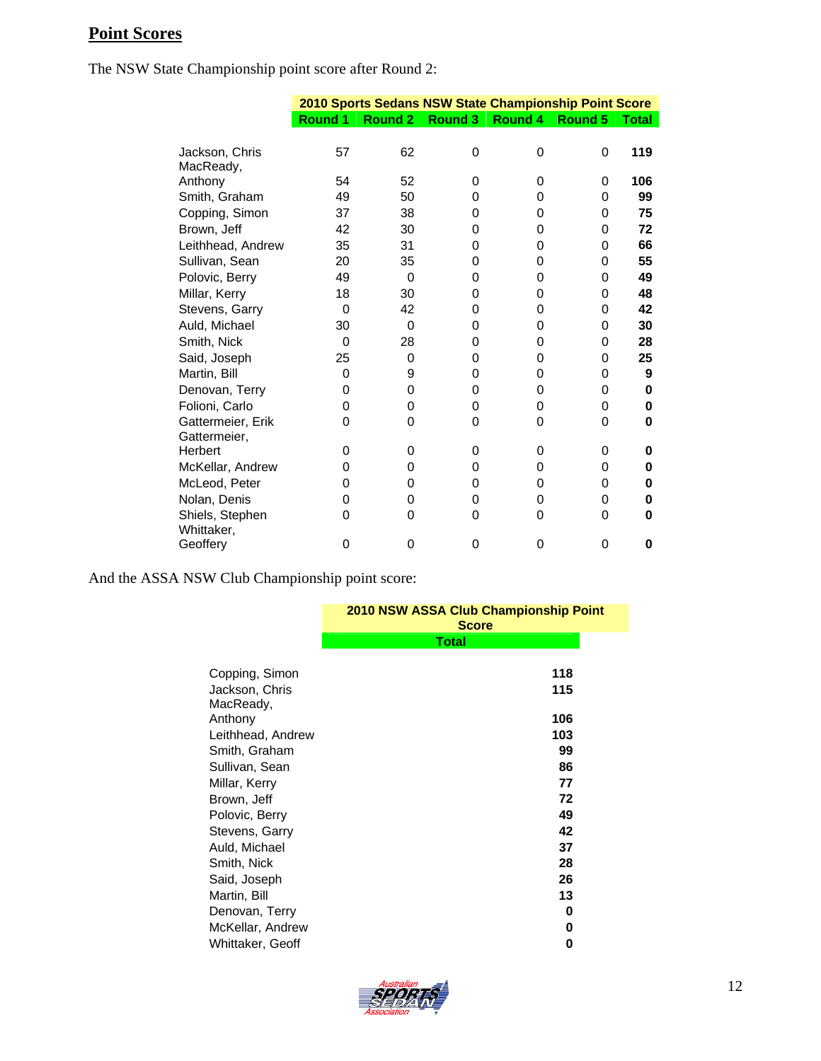## Point Scores

The NSW State Championship point score after Round 2:

| | 2010 Sports Sedans NSW State Championship Point Score | | | | | |
|---|---|---|---|---|---|---|
| | Round 1 | Round 2 | Round 3 | Round 4 | Round 5 | Total |
| Jackson, Chris | 57 | 62 | 0 | 0 | 0 | **119** |
| MacReady, Anthony | 54 | 52 | 0 | 0 | 0 | **106** |
| Smith, Graham | 49 | 50 | 0 | 0 | 0 | **99** |
| Copping, Simon | 37 | 38 | 0 | 0 | 0 | **75** |
| Brown, Jeff | 42 | 30 | 0 | 0 | 0 | **72** |
| Leithhead, Andrew | 35 | 31 | 0 | 0 | 0 | **66** |
| Sullivan, Sean | 20 | 35 | 0 | 0 | 0 | **55** |
| Polovic, Berry | 49 | 0 | 0 | 0 | 0 | **49** |
| Millar, Kerry | 18 | 30 | 0 | 0 | 0 | **48** |
| Stevens, Garry | 0 | 42 | 0 | 0 | 0 | **42** |
| Auld, Michael | 30 | 0 | 0 | 0 | 0 | **30** |
| Smith, Nick | 0 | 28 | 0 | 0 | 0 | **28** |
| Said, Joseph | 25 | 0 | 0 | 0 | 0 | **25** |
| Martin, Bill | 0 | 9 | 0 | 0 | 0 | **9** |
| Denovan, Terry | 0 | 0 | 0 | 0 | 0 | **0** |
| Folioni, Carlo | 0 | 0 | 0 | 0 | 0 | **0** |
| Gattermeier, Erik | 0 | 0 | 0 | 0 | 0 | **0** |
| Gattermeier, Herbert | 0 | 0 | 0 | 0 | 0 | **0** |
| McKellar, Andrew | 0 | 0 | 0 | 0 | 0 | **0** |
| McLeod, Peter | 0 | 0 | 0 | 0 | 0 | **0** |
| Nolan, Denis | 0 | 0 | 0 | 0 | 0 | **0** |
| Shiels, Stephen | 0 | 0 | 0 | 0 | 0 | **0** |
| Whittaker, Geoffery | 0 | 0 | 0 | 0 | 0 | **0** |

And the ASSA NSW Club Championship point score:

| | 2010 NSW ASSA Club Championship Point Score |
|---|---|
| | Total |
| Copping, Simon | **118** |
| Jackson, Chris | **115** |
| MacReady, Anthony | **106** |
| Leithhead, Andrew | **103** |
| Smith, Graham | **99** |
| Sullivan, Sean | **86** |
| Millar, Kerry | **77** |
| Brown, Jeff | **72** |
| Polovic, Berry | **49** |
| Stevens, Garry | **42** |
| Auld, Michael | **37** |
| Smith, Nick | **28** |
| Said, Joseph | **26** |
| Martin, Bill | **13** |
| Denovan, Terry | **0** |
| McKellar, Andrew | **0** |
| Whittaker, Geoff | **0** |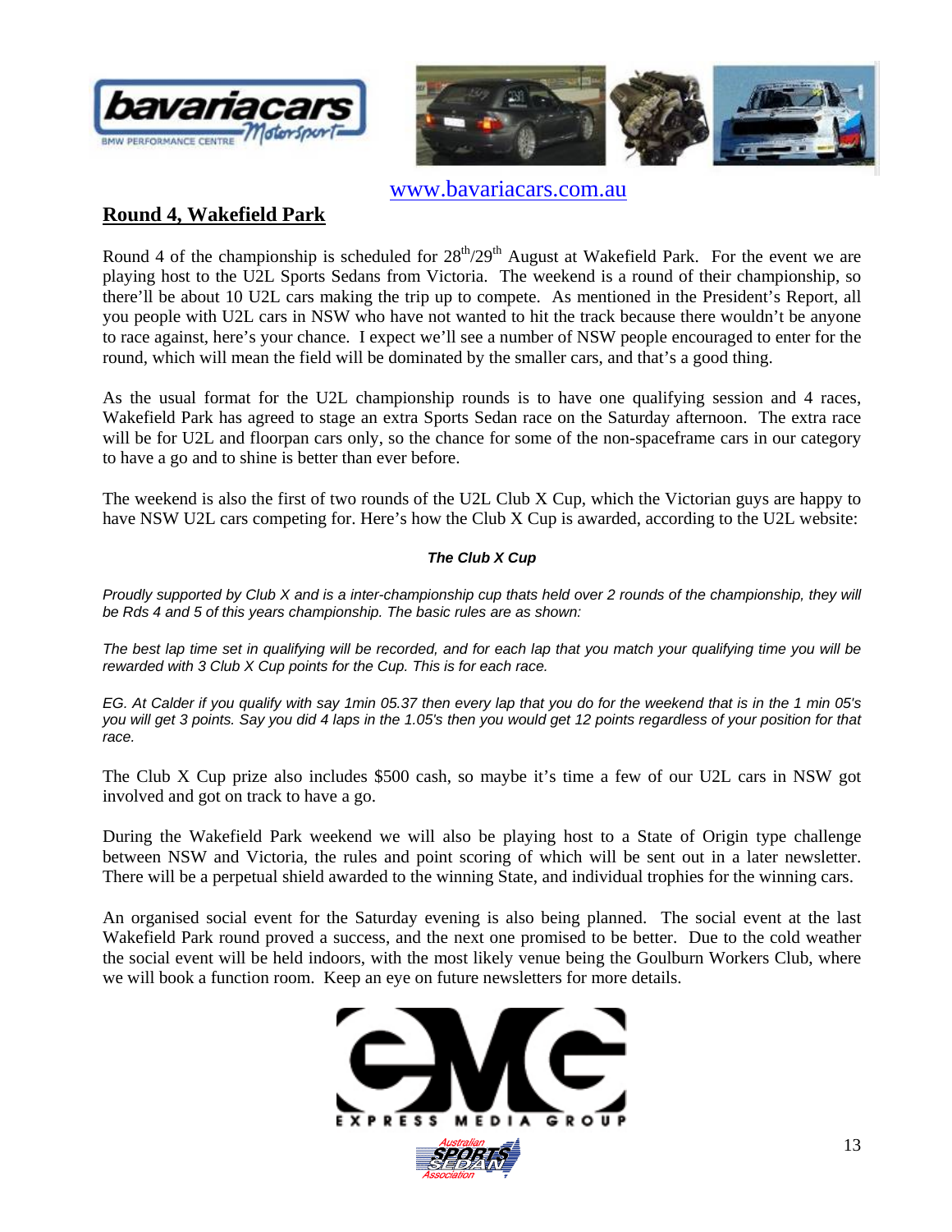www.bavariacars.com.au

## Round 4, Wakefield Park

Round 4 of the championship is scheduled for 28th/29th August at Wakefield Park. For the event we are playing host to the U2L Sports Sedans from Victoria. The weekend is a round of their championship, so there'll be about 10 U2L cars making the trip up to compete. As mentioned in the President's Report, all you people with U2L cars in NSW who have not wanted to hit the track because there wouldn't be anyone to race against, here's your chance. I expect we'll see a number of NSW people encouraged to enter for the round, which will mean the field will be dominated by the smaller cars, and that's a good thing.

As the usual format for the U2L championship rounds is to have one qualifying session and 4 races, Wakefield Park has agreed to stage an extra Sports Sedan race on the Saturday afternoon. The extra race will be for U2L and floorpan cars only, so the chance for some of the non-spaceframe cars in our category to have a go and to shine is better than ever before.

The weekend is also the first of two rounds of the U2L Club X Cup, which the Victorian guys are happy to have NSW U2L cars competing for. Here's how the Club X Cup is awarded, according to the U2L website:

***The Club X Cup***

*Proudly supported by Club X and is a inter-championship cup thats held over 2 rounds of the championship, they will be Rds 4 and 5 of this years championship. The basic rules are as shown:*

*The best lap time set in qualifying will be recorded, and for each lap that you match your qualifying time you will be rewarded with 3 Club X Cup points for the Cup. This is for each race.*

*EG. At Calder if you qualify with say 1min 05.37 then every lap that you do for the weekend that is in the 1 min 05's you will get 3 points. Say you did 4 laps in the 1.05's then you would get 12 points regardless of your position for that race.*

The Club X Cup prize also includes $500 cash, so maybe it's time a few of our U2L cars in NSW got involved and got on track to have a go.

During the Wakefield Park weekend we will also be playing host to a State of Origin type challenge between NSW and Victoria, the rules and point scoring of which will be sent out in a later newsletter. There will be a perpetual shield awarded to the winning State, and individual trophies for the winning cars.

An organised social event for the Saturday evening is also being planned. The social event at the last Wakefield Park round proved a success, and the next one promised to be better. Due to the cold weather the social event will be held indoors, with the most likely venue being the Goulburn Workers Club, where we will book a function room. Keep an eye on future newsletters for more details.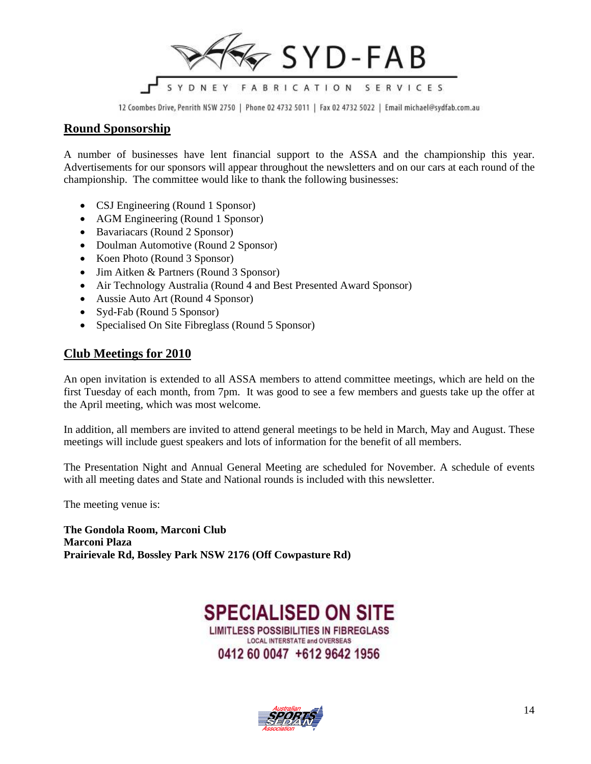SYD-FAB

SYDNEY FABRICATION SERVICES

12 Coombes Drive, Penrith NSW 2750 | Phone 02 4732 5011 | Fax 02 4732 5022 | Email michael@sydfab.com.au

## Round Sponsorship

A number of businesses have lent financial support to the ASSA and the championship this year. Advertisements for our sponsors will appear throughout the newsletters and on our cars at each round of the championship. The committee would like to thank the following businesses:

- CSJ Engineering (Round 1 Sponsor)
- AGM Engineering (Round 1 Sponsor)
- Bavariacars (Round 2 Sponsor)
- Doulman Automotive (Round 2 Sponsor)
- Koen Photo (Round 3 Sponsor)
- Jim Aitken & Partners (Round 3 Sponsor)
- Air Technology Australia (Round 4 and Best Presented Award Sponsor)
- Aussie Auto Art (Round 4 Sponsor)
- Syd-Fab (Round 5 Sponsor)
- Specialised On Site Fibreglass (Round 5 Sponsor)

## Club Meetings for 2010

An open invitation is extended to all ASSA members to attend committee meetings, which are held on the first Tuesday of each month, from 7pm. It was good to see a few members and guests take up the offer at the April meeting, which was most welcome.

In addition, all members are invited to attend general meetings to be held in March, May and August. These meetings will include guest speakers and lots of information for the benefit of all members.

The Presentation Night and Annual General Meeting are scheduled for November. A schedule of events with all meeting dates and State and National rounds is included with this newsletter.

The meeting venue is:

**The Gondola Room, Marconi Club**
**Marconi Plaza**
**Prairievale Rd, Bossley Park NSW 2176 (Off Cowpasture Rd)**

SPECIALISED ON SITE

LIMITLESS POSSIBILITIES IN FIBREGLASS

LOCAL INTERSTATE and OVERSEAS

0412 60 0047 +612 9642 1956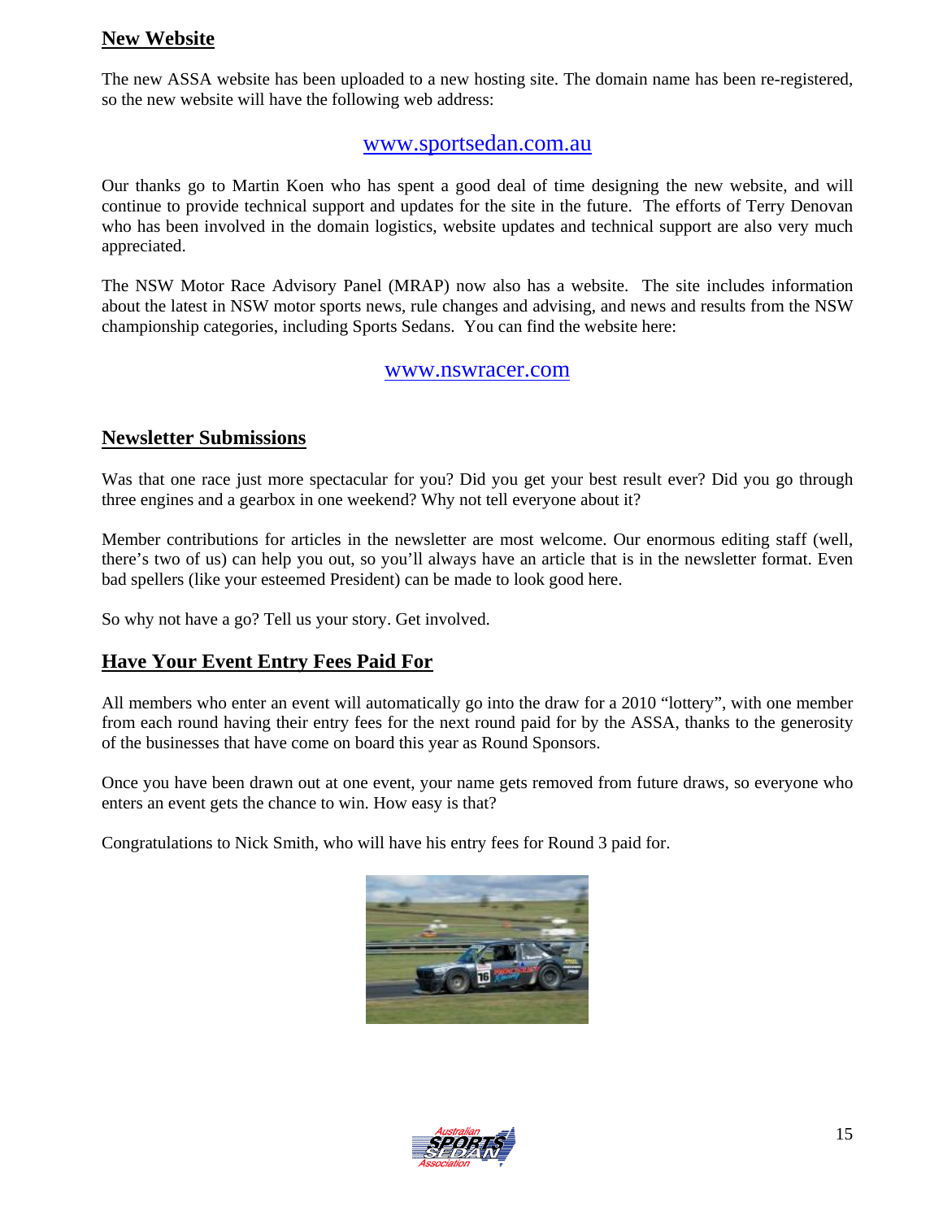## New Website

The new ASSA website has been uploaded to a new hosting site. The domain name has been re-registered, so the new website will have the following web address:

www.sportsedan.com.au

Our thanks go to Martin Koen who has spent a good deal of time designing the new website, and will continue to provide technical support and updates for the site in the future. The efforts of Terry Denovan who has been involved in the domain logistics, website updates and technical support are also very much appreciated.

The NSW Motor Race Advisory Panel (MRAP) now also has a website. The site includes information about the latest in NSW motor sports news, rule changes and advising, and news and results from the NSW championship categories, including Sports Sedans. You can find the website here:

www.nswracer.com

## Newsletter Submissions

Was that one race just more spectacular for you? Did you get your best result ever? Did you go through three engines and a gearbox in one weekend? Why not tell everyone about it?

Member contributions for articles in the newsletter are most welcome. Our enormous editing staff (well, there's two of us) can help you out, so you'll always have an article that is in the newsletter format. Even bad spellers (like your esteemed President) can be made to look good here.

So why not have a go? Tell us your story. Get involved.

## Have Your Event Entry Fees Paid For

All members who enter an event will automatically go into the draw for a 2010 "lottery", with one member from each round having their entry fees for the next round paid for by the ASSA, thanks to the generosity of the businesses that have come on board this year as Round Sponsors.

Once you have been drawn out at one event, your name gets removed from future draws, so everyone who enters an event gets the chance to win. How easy is that?

Congratulations to Nick Smith, who will have his entry fees for Round 3 paid for.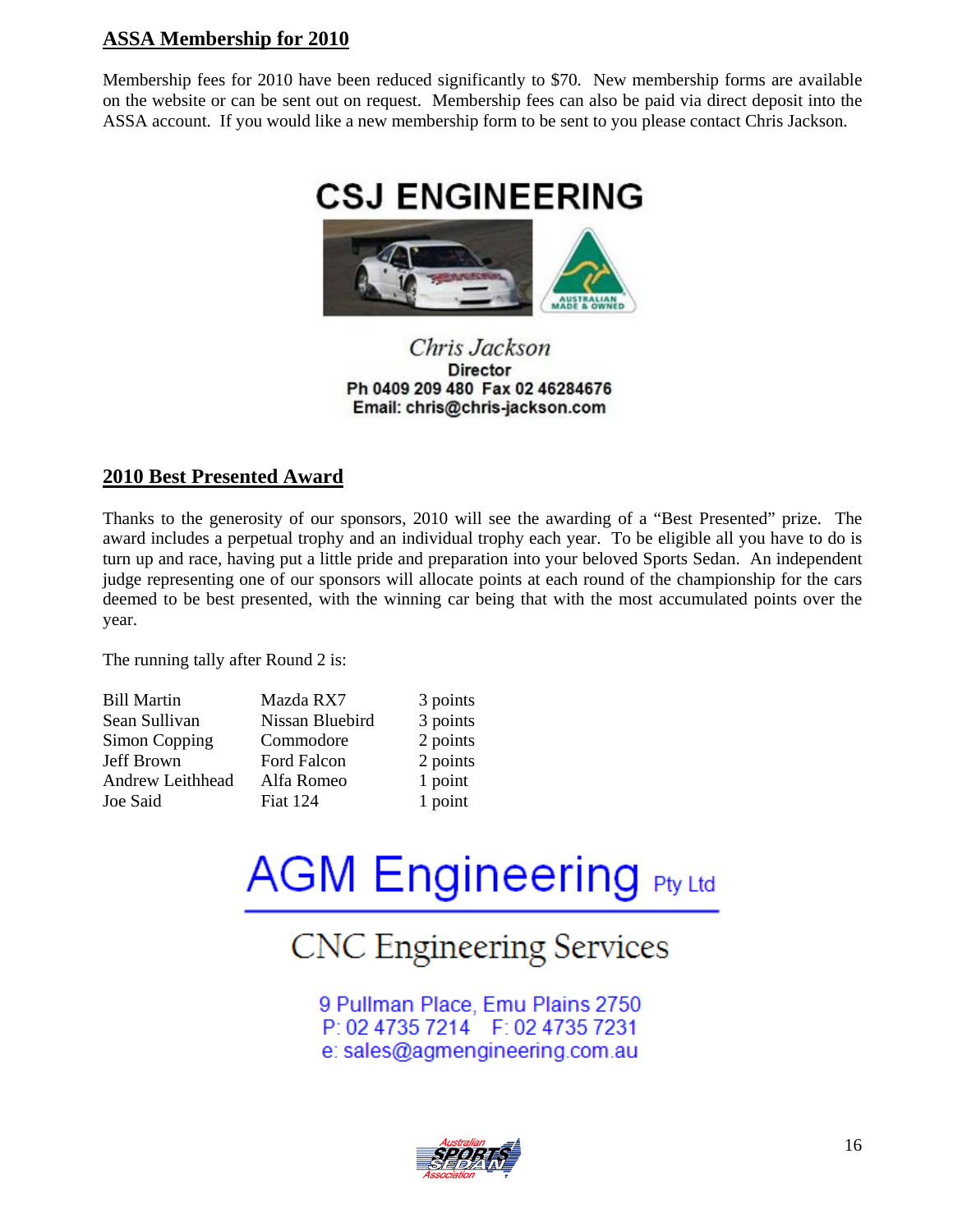## ASSA Membership for 2010

Membership fees for 2010 have been reduced significantly to $70. New membership forms are available on the website or can be sent out on request. Membership fees can also be paid via direct deposit into the ASSA account. If you would like a new membership form to be sent to you please contact Chris Jackson.

**CSJ ENGINEERING**

*Chris Jackson*
**Director**
**Ph 0409 209 480 Fax 02 46284676**
**Email: chris@chris-jackson.com**

## 2010 Best Presented Award

Thanks to the generosity of our sponsors, 2010 will see the awarding of a "Best Presented" prize. The award includes a perpetual trophy and an individual trophy each year. To be eligible all you have to do is turn up and race, having put a little pride and preparation into your beloved Sports Sedan. An independent judge representing one of our sponsors will allocate points at each round of the championship for the cars deemed to be best presented, with the winning car being that with the most accumulated points over the year.

The running tally after Round 2 is:

| | | |
|---|---|---|
| Bill Martin | Mazda RX7 | 3 points |
| Sean Sullivan | Nissan Bluebird | 3 points |
| Simon Copping | Commodore | 2 points |
| Jeff Brown | Ford Falcon | 2 points |
| Andrew Leithhead | Alfa Romeo | 1 point |
| Joe Said | Fiat 124 | 1 point |

**AGM Engineering** Pty Ltd

CNC Engineering Services

9 Pullman Place, Emu Plains 2750
P: 02 4735 7214  F: 02 4735 7231
e: sales@agmengineering.com.au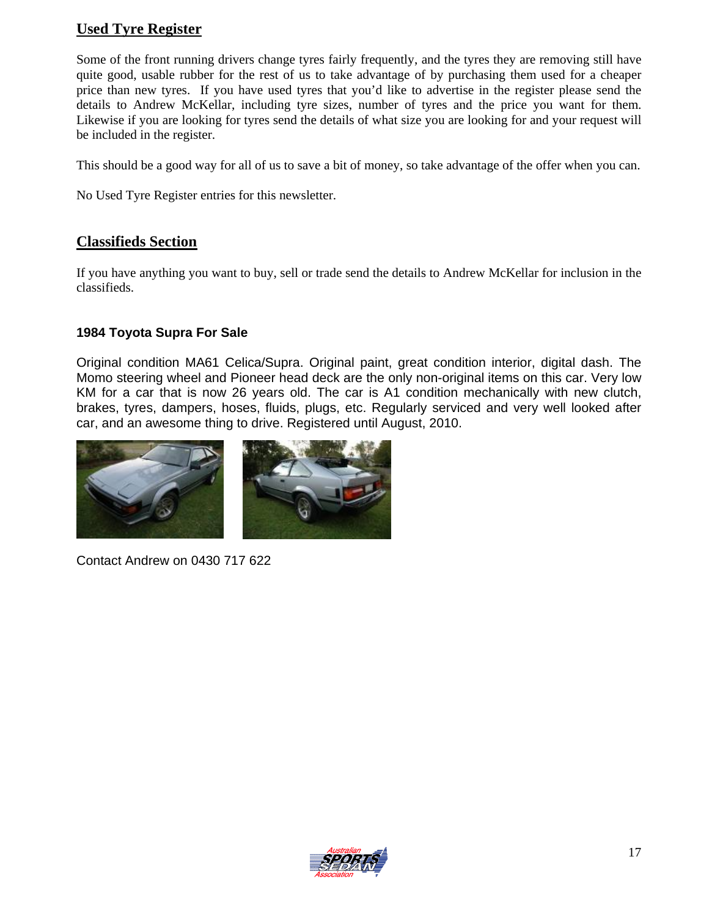## Used Tyre Register

Some of the front running drivers change tyres fairly frequently, and the tyres they are removing still have quite good, usable rubber for the rest of us to take advantage of by purchasing them used for a cheaper price than new tyres. If you have used tyres that you'd like to advertise in the register please send the details to Andrew McKellar, including tyre sizes, number of tyres and the price you want for them. Likewise if you are looking for tyres send the details of what size you are looking for and your request will be included in the register.

This should be a good way for all of us to save a bit of money, so take advantage of the offer when you can.

No Used Tyre Register entries for this newsletter.

## Classifieds Section

If you have anything you want to buy, sell or trade send the details to Andrew McKellar for inclusion in the classifieds.

### 1984 Toyota Supra For Sale

Original condition MA61 Celica/Supra. Original paint, great condition interior, digital dash. The Momo steering wheel and Pioneer head deck are the only non-original items on this car. Very low KM for a car that is now 26 years old. The car is A1 condition mechanically with new clutch, brakes, tyres, dampers, hoses, fluids, plugs, etc. Regularly serviced and very well looked after car, and an awesome thing to drive. Registered until August, 2010.

Contact Andrew on 0430 717 622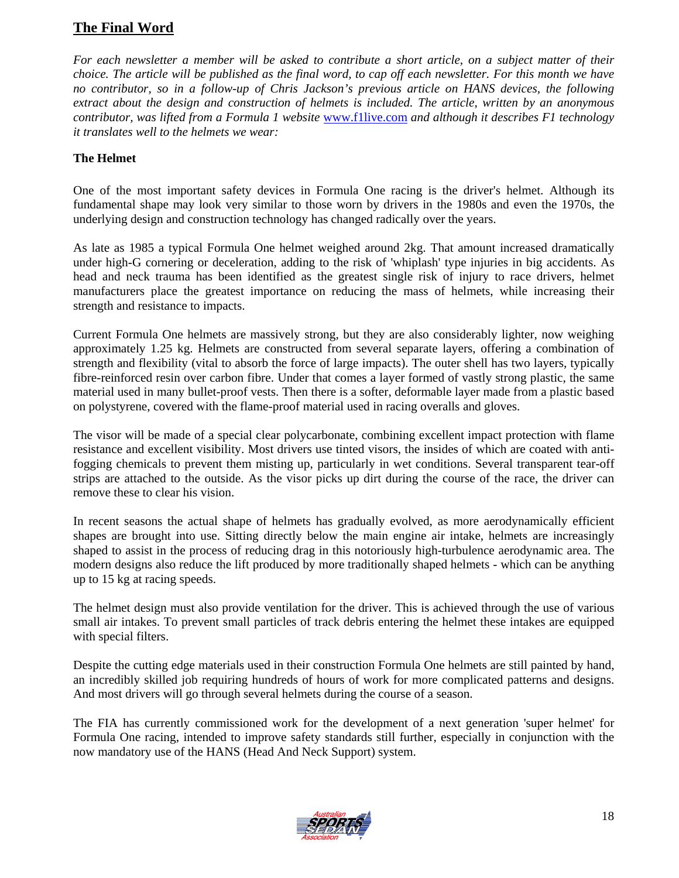## The Final Word

*For each newsletter a member will be asked to contribute a short article, on a subject matter of their choice. The article will be published as the final word, to cap off each newsletter. For this month we have no contributor, so in a follow-up of Chris Jackson's previous article on HANS devices, the following extract about the design and construction of helmets is included. The article, written by an anonymous contributor, was lifted from a Formula 1 website* [www.f1live.com](http://www.f1live.com) *and although it describes F1 technology it translates well to the helmets we wear:*

**The Helmet**

One of the most important safety devices in Formula One racing is the driver's helmet. Although its fundamental shape may look very similar to those worn by drivers in the 1980s and even the 1970s, the underlying design and construction technology has changed radically over the years.

As late as 1985 a typical Formula One helmet weighed around 2kg. That amount increased dramatically under high-G cornering or deceleration, adding to the risk of 'whiplash' type injuries in big accidents. As head and neck trauma has been identified as the greatest single risk of injury to race drivers, helmet manufacturers place the greatest importance on reducing the mass of helmets, while increasing their strength and resistance to impacts.

Current Formula One helmets are massively strong, but they are also considerably lighter, now weighing approximately 1.25 kg. Helmets are constructed from several separate layers, offering a combination of strength and flexibility (vital to absorb the force of large impacts). The outer shell has two layers, typically fibre-reinforced resin over carbon fibre. Under that comes a layer formed of vastly strong plastic, the same material used in many bullet-proof vests. Then there is a softer, deformable layer made from a plastic based on polystyrene, covered with the flame-proof material used in racing overalls and gloves.

The visor will be made of a special clear polycarbonate, combining excellent impact protection with flame resistance and excellent visibility. Most drivers use tinted visors, the insides of which are coated with anti-fogging chemicals to prevent them misting up, particularly in wet conditions. Several transparent tear-off strips are attached to the outside. As the visor picks up dirt during the course of the race, the driver can remove these to clear his vision.

In recent seasons the actual shape of helmets has gradually evolved, as more aerodynamically efficient shapes are brought into use. Sitting directly below the main engine air intake, helmets are increasingly shaped to assist in the process of reducing drag in this notoriously high-turbulence aerodynamic area. The modern designs also reduce the lift produced by more traditionally shaped helmets - which can be anything up to 15 kg at racing speeds.

The helmet design must also provide ventilation for the driver. This is achieved through the use of various small air intakes. To prevent small particles of track debris entering the helmet these intakes are equipped with special filters.

Despite the cutting edge materials used in their construction Formula One helmets are still painted by hand, an incredibly skilled job requiring hundreds of hours of work for more complicated patterns and designs. And most drivers will go through several helmets during the course of a season.

The FIA has currently commissioned work for the development of a next generation 'super helmet' for Formula One racing, intended to improve safety standards still further, especially in conjunction with the now mandatory use of the HANS (Head And Neck Support) system.